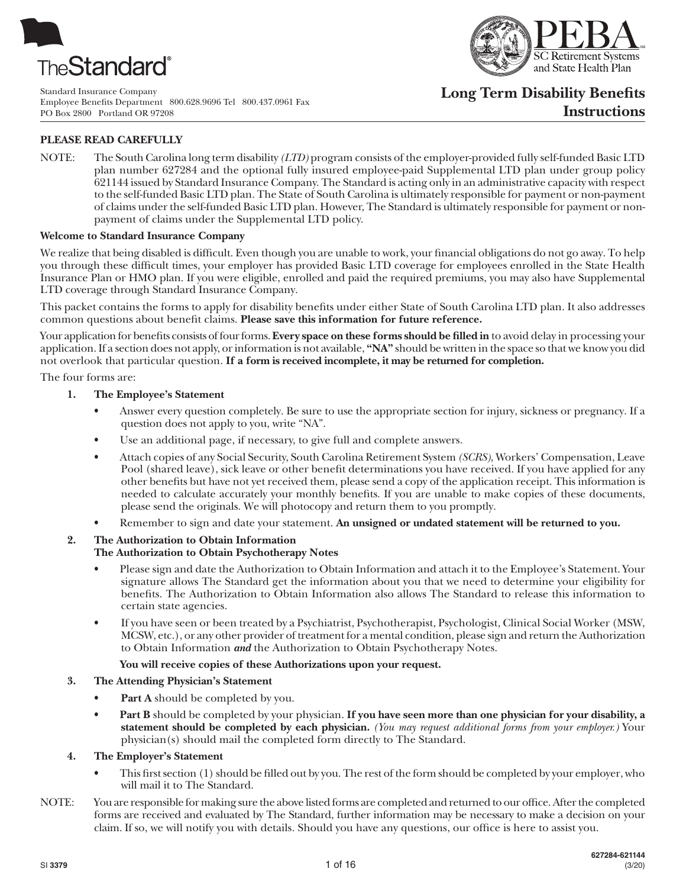TheStandard®

Standard Insurance Company
Employee Benefits Department 800.628.9696 Tel 800.437.0961 Fax
PO Box 2800 Portland OR 97208

PEBA
SC Retirement Systems and State Health Plan

# Long Term Disability Benefits Instructions

**PLEASE READ CAREFULLY**

NOTE: The South Carolina long term disability *(LTD)* program consists of the employer-provided fully self-funded Basic LTD plan number 627284 and the optional fully insured employee-paid Supplemental LTD plan under group policy 621144 issued by Standard Insurance Company. The Standard is acting only in an administrative capacity with respect to the self-funded Basic LTD plan. The State of South Carolina is ultimately responsible for payment or non-payment of claims under the self-funded Basic LTD plan. However, The Standard is ultimately responsible for payment or non-payment of claims under the Supplemental LTD policy.

**Welcome to Standard Insurance Company**

We realize that being disabled is difficult. Even though you are unable to work, your financial obligations do not go away. To help you through these difficult times, your employer has provided Basic LTD coverage for employees enrolled in the State Health Insurance Plan or HMO plan. If you were eligible, enrolled and paid the required premiums, you may also have Supplemental LTD coverage through Standard Insurance Company.

This packet contains the forms to apply for disability benefits under either State of South Carolina LTD plan. It also addresses common questions about benefit claims. **Please save this information for future reference.**

Your application for benefits consists of four forms. **Every space on these forms should be filled in** to avoid delay in processing your application. If a section does not apply, or information is not available, **"NA"** should be written in the space so that we know you did not overlook that particular question. **If a form is received incomplete, it may be returned for completion.**

The four forms are:

1. **The Employee's Statement**
   - Answer every question completely. Be sure to use the appropriate section for injury, sickness or pregnancy. If a question does not apply to you, write "NA".
   - Use an additional page, if necessary, to give full and complete answers.
   - Attach copies of any Social Security, South Carolina Retirement System *(SCRS)*, Workers' Compensation, Leave Pool (shared leave), sick leave or other benefit determinations you have received. If you have applied for any other benefits but have not yet received them, please send a copy of the application receipt. This information is needed to calculate accurately your monthly benefits. If you are unable to make copies of these documents, please send the originals. We will photocopy and return them to you promptly.
   - Remember to sign and date your statement. **An unsigned or undated statement will be returned to you.**

2. **The Authorization to Obtain Information**
   **The Authorization to Obtain Psychotherapy Notes**
   - Please sign and date the Authorization to Obtain Information and attach it to the Employee's Statement. Your signature allows The Standard get the information about you that we need to determine your eligibility for benefits. The Authorization to Obtain Information also allows The Standard to release this information to certain state agencies.
   - If you have seen or been treated by a Psychiatrist, Psychotherapist, Psychologist, Clinical Social Worker (MSW, MCSW, etc.), or any other provider of treatment for a mental condition, please sign and return the Authorization to Obtain Information ***and*** the Authorization to Obtain Psychotherapy Notes.

   **You will receive copies of these Authorizations upon your request.**

3. **The Attending Physician's Statement**
   - **Part A** should be completed by you.
   - **Part B** should be completed by your physician. **If you have seen more than one physician for your disability, a statement should be completed by each physician.** *(You may request additional forms from your employer.)* Your physician(s) should mail the completed form directly to The Standard.

4. **The Employer's Statement**
   - This first section (1) should be filled out by you. The rest of the form should be completed by your employer, who will mail it to The Standard.

NOTE: You are responsible for making sure the above listed forms are completed and returned to our office. After the completed forms are received and evaluated by The Standard, further information may be necessary to make a decision on your claim. If so, we will notify you with details. Should you have any questions, our office is here to assist you.

SI 3379 627284-621144 (3/20)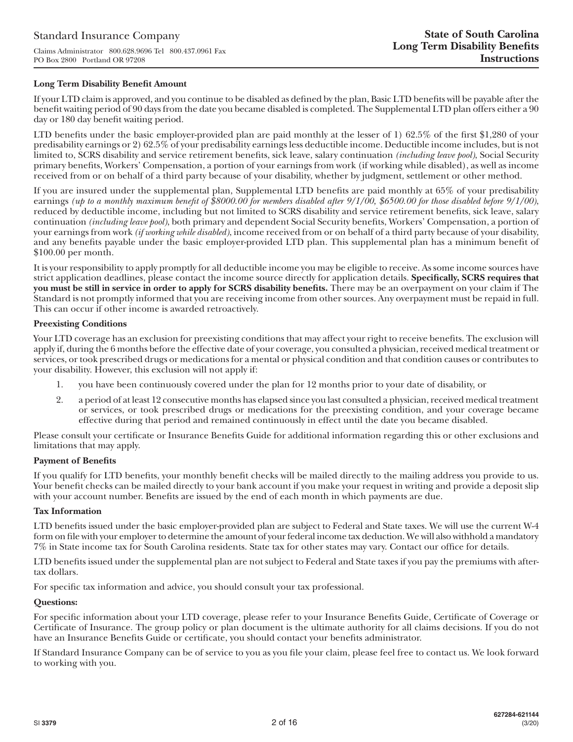Standard Insurance Company

Claims Administrator 800.628.9696 Tel 800.437.0961 Fax
PO Box 2800 Portland OR 97208

**State of South Carolina**
**Long Term Disability Benefits**
**Instructions**

**Long Term Disability Benefit Amount**

If your LTD claim is approved, and you continue to be disabled as defined by the plan, Basic LTD benefits will be payable after the benefit waiting period of 90 days from the date you became disabled is completed. The Supplemental LTD plan offers either a 90 day or 180 day benefit waiting period.

LTD benefits under the basic employer-provided plan are paid monthly at the lesser of 1) 62.5% of the first $1,280 of your predisability earnings or 2) 62.5% of your predisability earnings less deductible income. Deductible income includes, but is not limited to, SCRS disability and service retirement benefits, sick leave, salary continuation *(including leave pool)*, Social Security primary benefits, Workers' Compensation, a portion of your earnings from work (if working while disabled), as well as income received from or on behalf of a third party because of your disability, whether by judgment, settlement or other method.

If you are insured under the supplemental plan, Supplemental LTD benefits are paid monthly at 65% of your predisability earnings *(up to a monthly maximum benefit of $8000.00 for members disabled after 9/1/00, $6500.00 for those disabled before 9/1/00)*, reduced by deductible income, including but not limited to SCRS disability and service retirement benefits, sick leave, salary continuation *(including leave pool)*, both primary and dependent Social Security benefits, Workers' Compensation, a portion of your earnings from work *(if working while disabled)*, income received from or on behalf of a third party because of your disability, and any benefits payable under the basic employer-provided LTD plan. This supplemental plan has a minimum benefit of $100.00 per month.

It is your responsibility to apply promptly for all deductible income you may be eligible to receive. As some income sources have strict application deadlines, please contact the income source directly for application details. **Specifically, SCRS requires that you must be still in service in order to apply for SCRS disability benefits.** There may be an overpayment on your claim if The Standard is not promptly informed that you are receiving income from other sources. Any overpayment must be repaid in full. This can occur if other income is awarded retroactively.

**Preexisting Conditions**

Your LTD coverage has an exclusion for preexisting conditions that may affect your right to receive benefits. The exclusion will apply if, during the 6 months before the effective date of your coverage, you consulted a physician, received medical treatment or services, or took prescribed drugs or medications for a mental or physical condition and that condition causes or contributes to your disability. However, this exclusion will not apply if:

1. you have been continuously covered under the plan for 12 months prior to your date of disability, or
2. a period of at least 12 consecutive months has elapsed since you last consulted a physician, received medical treatment or services, or took prescribed drugs or medications for the preexisting condition, and your coverage became effective during that period and remained continuously in effect until the date you became disabled.

Please consult your certificate or Insurance Benefits Guide for additional information regarding this or other exclusions and limitations that may apply.

**Payment of Benefits**

If you qualify for LTD benefits, your monthly benefit checks will be mailed directly to the mailing address you provide to us. Your benefit checks can be mailed directly to your bank account if you make your request in writing and provide a deposit slip with your account number. Benefits are issued by the end of each month in which payments are due.

**Tax Information**

LTD benefits issued under the basic employer-provided plan are subject to Federal and State taxes. We will use the current W-4 form on file with your employer to determine the amount of your federal income tax deduction. We will also withhold a mandatory 7% in State income tax for South Carolina residents. State tax for other states may vary. Contact our office for details.

LTD benefits issued under the supplemental plan are not subject to Federal and State taxes if you pay the premiums with after-tax dollars.

For specific tax information and advice, you should consult your tax professional.

**Questions:**

For specific information about your LTD coverage, please refer to your Insurance Benefits Guide, Certificate of Coverage or Certificate of Insurance. The group policy or plan document is the ultimate authority for all claims decisions. If you do not have an Insurance Benefits Guide or certificate, you should contact your benefits administrator.

If Standard Insurance Company can be of service to you as you file your claim, please feel free to contact us. We look forward to working with you.

SI 3379

627284-621144
(3/20)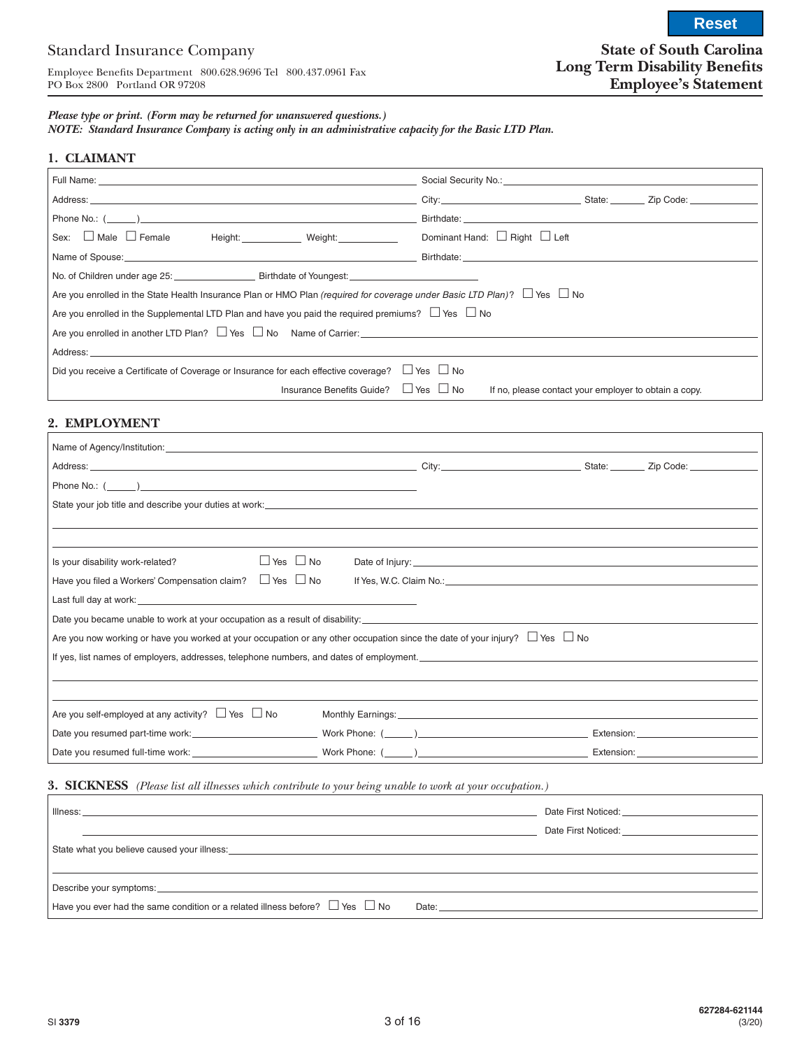Standard Insurance Company

Employee Benefits Department 800.628.9696 Tel 800.437.0961 Fax
PO Box 2800 Portland OR 97208

# State of South Carolina Long Term Disability Benefits Employee's Statement

*Please type or print. (Form may be returned for unanswered questions.)*
*NOTE: Standard Insurance Company is acting only in an administrative capacity for the Basic LTD Plan.*

## 1. CLAIMANT

Full Name: ______________________ Social Security No.: ______________________

Address: ______________________ City: ______________ State: ______ Zip Code: ______

Phone No.: (_____) ______________________ Birthdate: ______________________

Sex: ☐ Male ☐ Female Height: __________ Weight: __________ Dominant Hand: ☐ Right ☐ Left

Name of Spouse: ______________________ Birthdate: ______________________

No. of Children under age 25: __________ Birthdate of Youngest: __________

Are you enrolled in the State Health Insurance Plan or HMO Plan *(required for coverage under Basic LTD Plan)*? ☐ Yes ☐ No

Are you enrolled in the Supplemental LTD Plan and have you paid the required premiums? ☐ Yes ☐ No

Are you enrolled in another LTD Plan? ☐ Yes ☐ No Name of Carrier: ______________________

Address: ______________________

Did you receive a Certificate of Coverage or Insurance for each effective coverage? ☐ Yes ☐ No

Insurance Benefits Guide? ☐ Yes ☐ No If no, please contact your employer to obtain a copy.

## 2. EMPLOYMENT

Name of Agency/Institution: ______________________

Address: ______________________ City: ______________ State: ______ Zip Code: ______

Phone No.: (_____) ______________________

State your job title and describe your duties at work: ______________________

Is your disability work-related? ☐ Yes ☐ No Date of Injury: ______________________

Have you filed a Workers' Compensation claim? ☐ Yes ☐ No If Yes, W.C. Claim No.: ______________________

Last full day at work: ______________________

Date you became unable to work at your occupation as a result of disability: ______________________

Are you now working or have you worked at your occupation or any other occupation since the date of your injury? ☐ Yes ☐ No

If yes, list names of employers, addresses, telephone numbers, and dates of employment. ______________________

Are you self-employed at any activity? ☐ Yes ☐ No Monthly Earnings: ______________________

Date you resumed part-time work: ______________ Work Phone: (_____) ______________ Extension: ______

Date you resumed full-time work: ______________ Work Phone: (_____) ______________ Extension: ______

## 3. SICKNESS *(Please list all illnesses which contribute to your being unable to work at your occupation.)*

Illness: ______________________ Date First Noticed: ______________

______________________ Date First Noticed: ______________

State what you believe caused your illness: ______________________

Describe your symptoms: ______________________

Have you ever had the same condition or a related illness before? ☐ Yes ☐ No Date: ______________________

SI 3379

627284-621144
(3/20)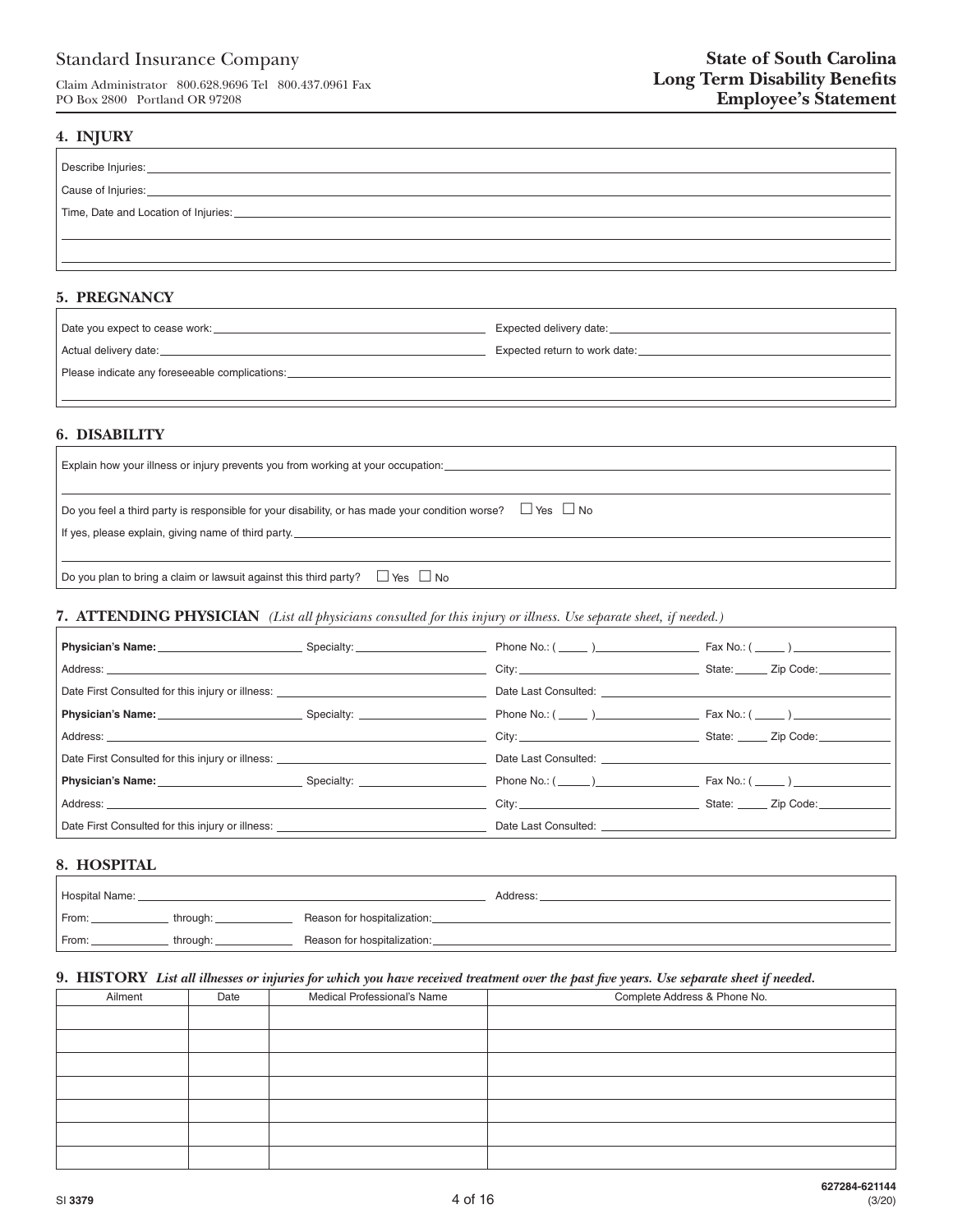Standard Insurance Company

Claim Administrator 800.628.9696 Tel 800.437.0961 Fax
PO Box 2800 Portland OR 97208

**State of South Carolina**
**Long Term Disability Benefits**
**Employee's Statement**

## 4. INJURY

Describe Injuries: ____________________

Cause of Injuries: ____________________

Time, Date and Location of Injuries: ____________________

____________________

____________________

## 5. PREGNANCY

Date you expect to cease work: ____________________ Expected delivery date: ____________________

Actual delivery date: ____________________ Expected return to work date: ____________________

Please indicate any foreseeable complications: ____________________

____________________

## 6. DISABILITY

Explain how your illness or injury prevents you from working at your occupation: ____________________

____________________

Do you feel a third party is responsible for your disability, or has made your condition worse? ☐ Yes ☐ No

If yes, please explain, giving name of third party. ____________________

____________________

Do you plan to bring a claim or lawsuit against this third party? ☐ Yes ☐ No

## 7. ATTENDING PHYSICIAN *(List all physicians consulted for this injury or illness. Use separate sheet, if needed.)*

**Physician's Name:** ____________ Specialty: ____________ Phone No.: ( ____ ) ____________ Fax No.: ( ____ ) ____________

Address: ____________________ City: ____________ State: ____ Zip Code: ____________

Date First Consulted for this injury or illness: ____________ Date Last Consulted: ____________

**Physician's Name:** ____________ Specialty: ____________ Phone No.: ( ____ ) ____________ Fax No.: ( ____ ) ____________

Address: ____________________ City: ____________ State: ____ Zip Code: ____________

Date First Consulted for this injury or illness: ____________ Date Last Consulted: ____________

**Physician's Name:** ____________ Specialty: ____________ Phone No.: ( ____ ) ____________ Fax No.: ( ____ ) ____________

Address: ____________________ City: ____________ State: ____ Zip Code: ____________

Date First Consulted for this injury or illness: ____________ Date Last Consulted: ____________

## 8. HOSPITAL

Hospital Name: ____________________ Address: ____________________

From: ____________ through: ____________ Reason for hospitalization: ____________________

From: ____________ through: ____________ Reason for hospitalization: ____________________

## 9. HISTORY *List all illnesses or injuries for which you have received treatment over the past five years. Use separate sheet if needed.*

| Ailment | Date | Medical Professional's Name | Complete Address & Phone No. |
|---|---|---|---|
| | | | |
| | | | |
| | | | |
| | | | |
| | | | |
| | | | |
| | | | |

SI 3379

627284-621144
(3/20)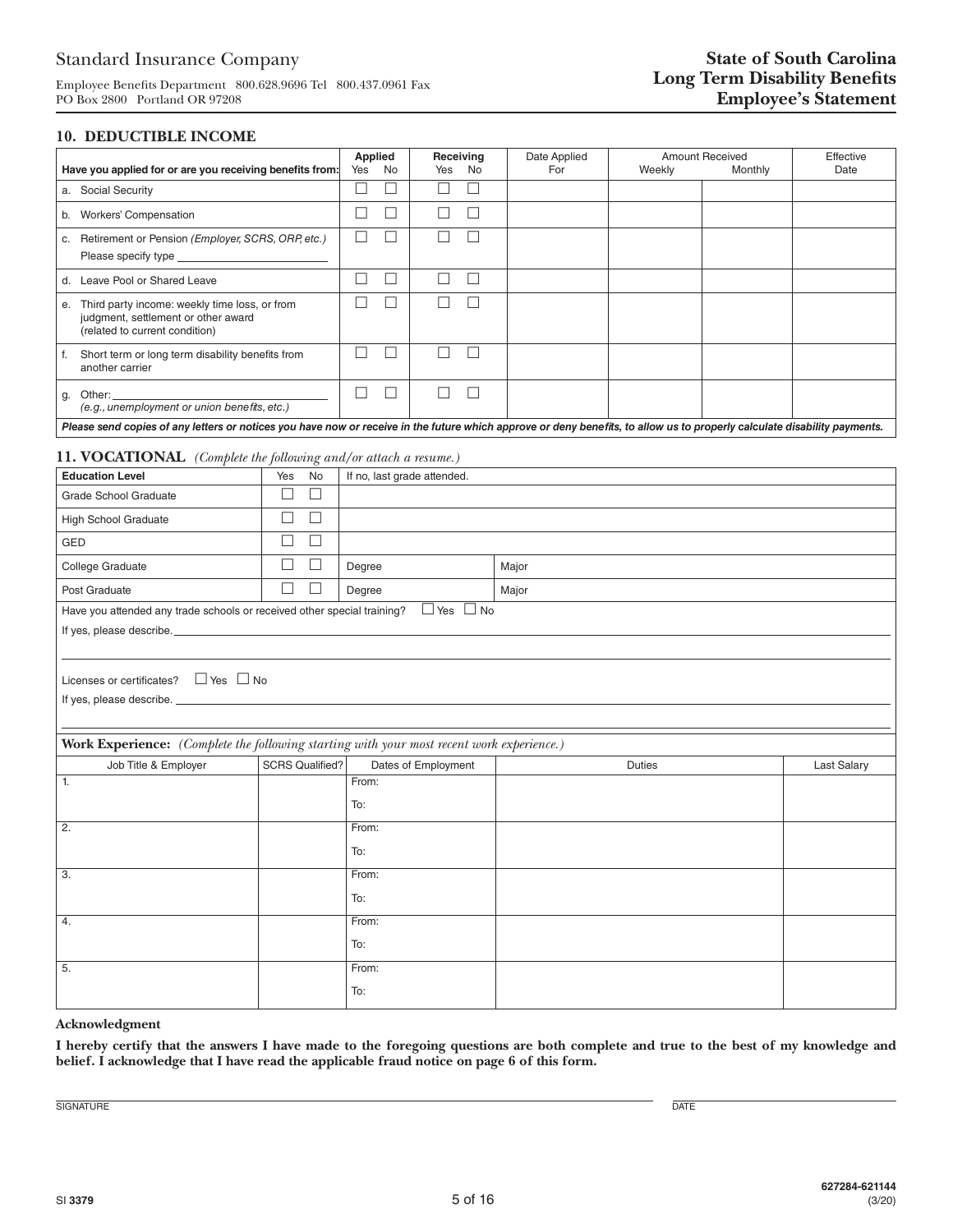Standard Insurance Company

Employee Benefits Department 800.628.9696 Tel 800.437.0961 Fax
PO Box 2800 Portland OR 97208

**State of South Carolina**
**Long Term Disability Benefits**
**Employee's Statement**

## 10. DEDUCTIBLE INCOME

| Have you applied for or are you receiving benefits from: | Applied Yes | Applied No | Receiving Yes | Receiving No | Date Applied For | Amount Received Weekly | Amount Received Monthly | Effective Date |
|---|---|---|---|---|---|---|---|---|
| a. Social Security | ☐ | ☐ | ☐ | ☐ | | | | |
| b. Workers' Compensation | ☐ | ☐ | ☐ | ☐ | | | | |
| c. Retirement or Pension *(Employer, SCRS, ORP, etc.)* Please specify type ______ | ☐ | ☐ | ☐ | ☐ | | | | |
| d. Leave Pool or Shared Leave | ☐ | ☐ | ☐ | ☐ | | | | |
| e. Third party income: weekly time loss, or from judgment, settlement or other award (related to current condition) | ☐ | ☐ | ☐ | ☐ | | | | |
| f. Short term or long term disability benefits from another carrier | ☐ | ☐ | ☐ | ☐ | | | | |
| g. Other: ______ *(e.g., unemployment or union benefits, etc.)* | ☐ | ☐ | ☐ | ☐ | | | | |

***Please send copies of any letters or notices you have now or receive in the future which approve or deny benefits, to allow us to properly calculate disability payments.***

## 11. VOCATIONAL *(Complete the following and/or attach a resume.)*

| Education Level | Yes | No | If no, last grade attended. | |
|---|---|---|---|---|
| Grade School Graduate | ☐ | ☐ | | |
| High School Graduate | ☐ | ☐ | | |
| GED | ☐ | ☐ | | |
| College Graduate | ☐ | ☐ | Degree | Major |
| Post Graduate | ☐ | ☐ | Degree | Major |

Have you attended any trade schools or received other special training? ☐ Yes ☐ No

If yes, please describe. ______

Licenses or certificates? ☐ Yes ☐ No

If yes, please describe. ______

**Work Experience:** *(Complete the following starting with your most recent work experience.)*

| Job Title & Employer | SCRS Qualified? | Dates of Employment | Duties | Last Salary |
|---|---|---|---|---|
| 1. | | From: To: | | |
| 2. | | From: To: | | |
| 3. | | From: To: | | |
| 4. | | From: To: | | |
| 5. | | From: To: | | |

**Acknowledgment**

**I hereby certify that the answers I have made to the foregoing questions are both complete and true to the best of my knowledge and belief. I acknowledge that I have read the applicable fraud notice on page 6 of this form.**

SIGNATURE ______ DATE ______

SI 3379

627284-621144
(3/20)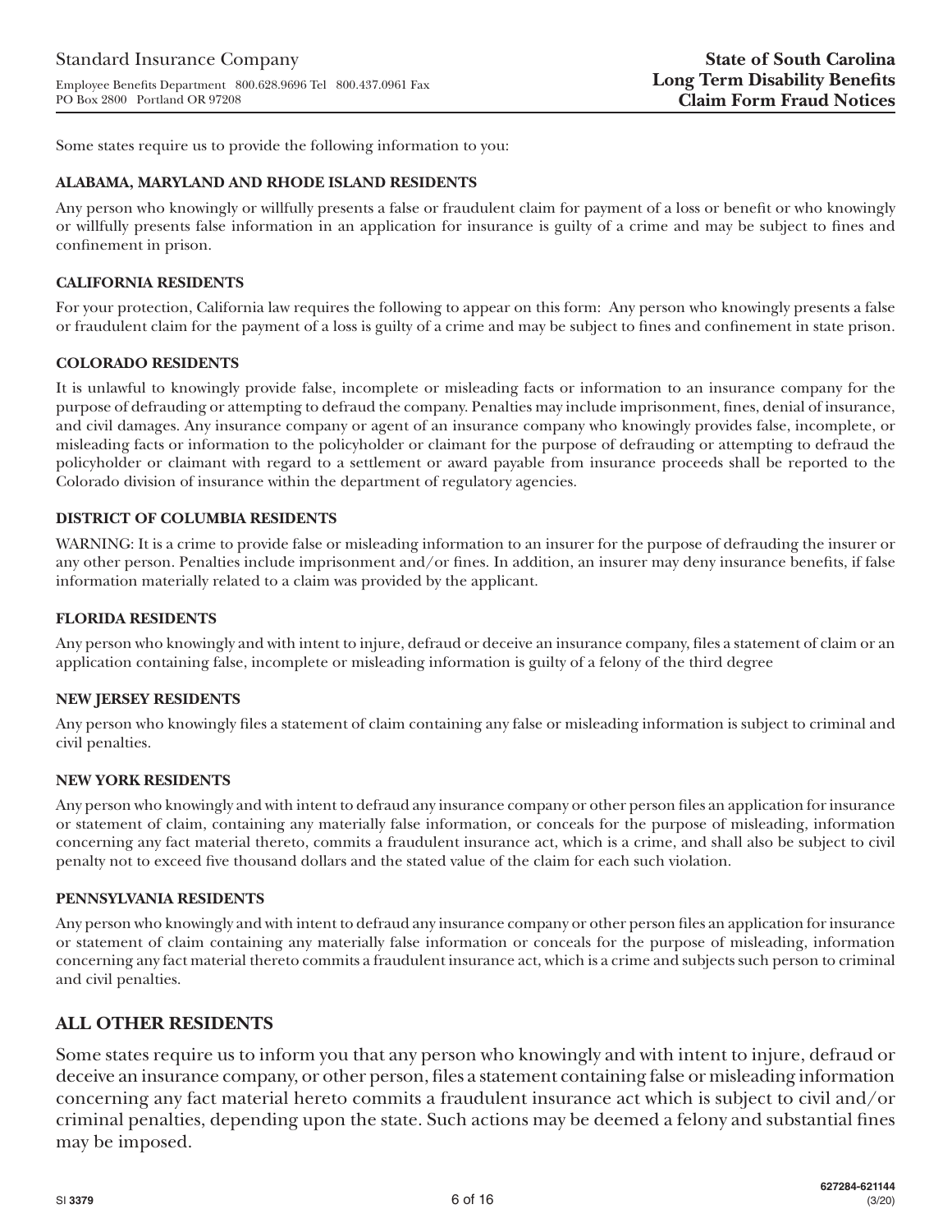Some states require us to provide the following information to you:

**ALABAMA, MARYLAND AND RHODE ISLAND RESIDENTS**

Any person who knowingly or willfully presents a false or fraudulent claim for payment of a loss or benefit or who knowingly or willfully presents false information in an application for insurance is guilty of a crime and may be subject to fines and confinement in prison.

**CALIFORNIA RESIDENTS**

For your protection, California law requires the following to appear on this form: Any person who knowingly presents a false or fraudulent claim for the payment of a loss is guilty of a crime and may be subject to fines and confinement in state prison.

**COLORADO RESIDENTS**

It is unlawful to knowingly provide false, incomplete or misleading facts or information to an insurance company for the purpose of defrauding or attempting to defraud the company. Penalties may include imprisonment, fines, denial of insurance, and civil damages. Any insurance company or agent of an insurance company who knowingly provides false, incomplete, or misleading facts or information to the policyholder or claimant for the purpose of defrauding or attempting to defraud the policyholder or claimant with regard to a settlement or award payable from insurance proceeds shall be reported to the Colorado division of insurance within the department of regulatory agencies.

**DISTRICT OF COLUMBIA RESIDENTS**

WARNING: It is a crime to provide false or misleading information to an insurer for the purpose of defrauding the insurer or any other person. Penalties include imprisonment and/or fines. In addition, an insurer may deny insurance benefits, if false information materially related to a claim was provided by the applicant.

**FLORIDA RESIDENTS**

Any person who knowingly and with intent to injure, defraud or deceive an insurance company, files a statement of claim or an application containing false, incomplete or misleading information is guilty of a felony of the third degree

**NEW JERSEY RESIDENTS**

Any person who knowingly files a statement of claim containing any false or misleading information is subject to criminal and civil penalties.

**NEW YORK RESIDENTS**

Any person who knowingly and with intent to defraud any insurance company or other person files an application for insurance or statement of claim, containing any materially false information, or conceals for the purpose of misleading, information concerning any fact material thereto, commits a fraudulent insurance act, which is a crime, and shall also be subject to civil penalty not to exceed five thousand dollars and the stated value of the claim for each such violation.

**PENNSYLVANIA RESIDENTS**

Any person who knowingly and with intent to defraud any insurance company or other person files an application for insurance or statement of claim containing any materially false information or conceals for the purpose of misleading, information concerning any fact material thereto commits a fraudulent insurance act, which is a crime and subjects such person to criminal and civil penalties.

## ALL OTHER RESIDENTS

Some states require us to inform you that any person who knowingly and with intent to injure, defraud or deceive an insurance company, or other person, files a statement containing false or misleading information concerning any fact material hereto commits a fraudulent insurance act which is subject to civil and/or criminal penalties, depending upon the state. Such actions may be deemed a felony and substantial fines may be imposed.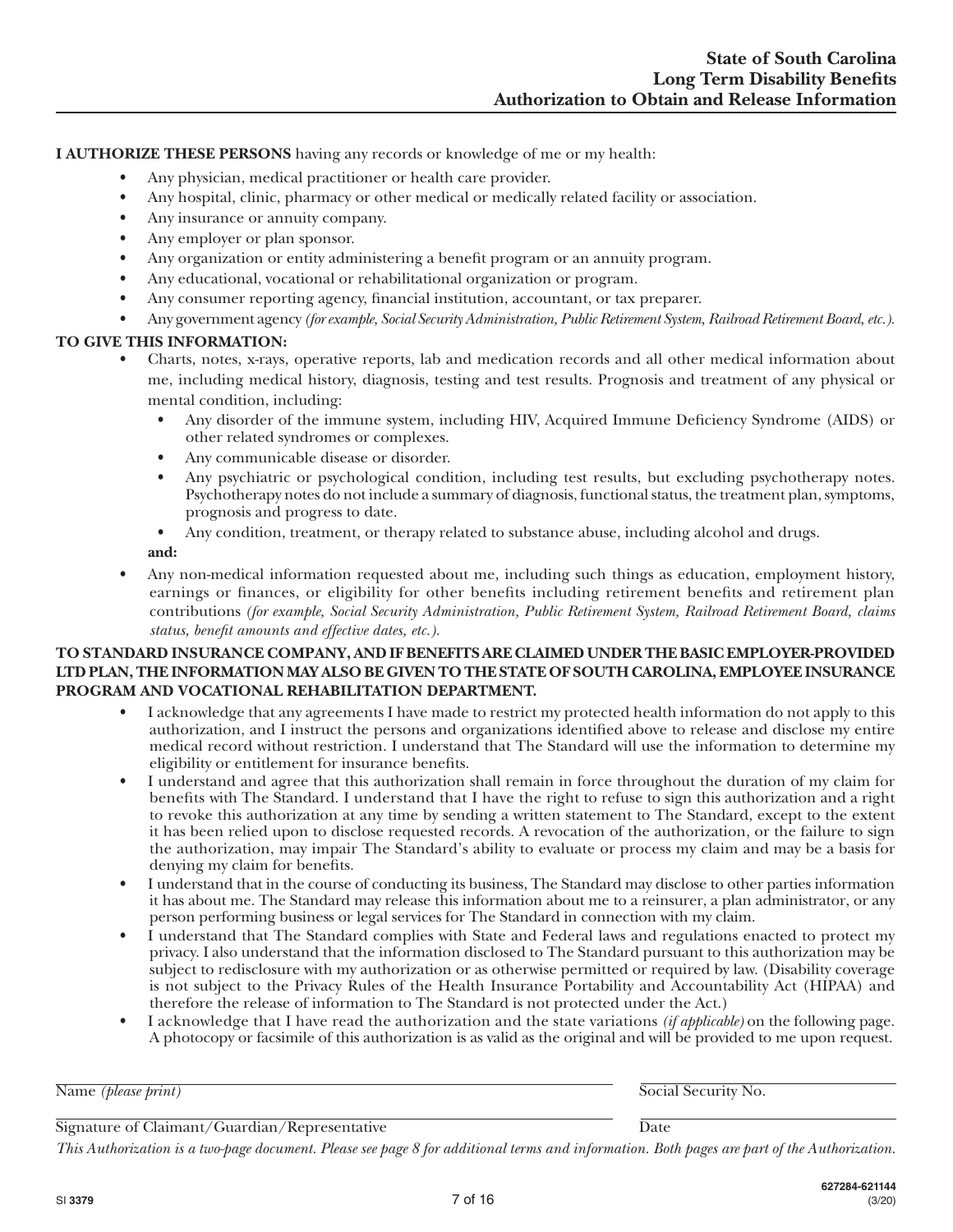# State of South Carolina
# Long Term Disability Benefits
# Authorization to Obtain and Release Information

**I AUTHORIZE THESE PERSONS** having any records or knowledge of me or my health:

- Any physician, medical practitioner or health care provider.
- Any hospital, clinic, pharmacy or other medical or medically related facility or association.
- Any insurance or annuity company.
- Any employer or plan sponsor.
- Any organization or entity administering a benefit program or an annuity program.
- Any educational, vocational or rehabilitational organization or program.
- Any consumer reporting agency, financial institution, accountant, or tax preparer.
- Any government agency *(for example, Social Security Administration, Public Retirement System, Railroad Retirement Board, etc.).*

**TO GIVE THIS INFORMATION:**

- Charts, notes, x-rays, operative reports, lab and medication records and all other medical information about me, including medical history, diagnosis, testing and test results. Prognosis and treatment of any physical or mental condition, including:
  - Any disorder of the immune system, including HIV, Acquired Immune Deficiency Syndrome (AIDS) or other related syndromes or complexes.
  - Any communicable disease or disorder.
  - Any psychiatric or psychological condition, including test results, but excluding psychotherapy notes. Psychotherapy notes do not include a summary of diagnosis, functional status, the treatment plan, symptoms, prognosis and progress to date.
  - Any condition, treatment, or therapy related to substance abuse, including alcohol and drugs.

  **and:**
- Any non-medical information requested about me, including such things as education, employment history, earnings or finances, or eligibility for other benefits including retirement benefits and retirement plan contributions *(for example, Social Security Administration, Public Retirement System, Railroad Retirement Board, claims status, benefit amounts and effective dates, etc.).*

**TO STANDARD INSURANCE COMPANY, AND IF BENEFITS ARE CLAIMED UNDER THE BASIC EMPLOYER-PROVIDED LTD PLAN, THE INFORMATION MAY ALSO BE GIVEN TO THE STATE OF SOUTH CAROLINA, EMPLOYEE INSURANCE PROGRAM AND VOCATIONAL REHABILITATION DEPARTMENT.**

- I acknowledge that any agreements I have made to restrict my protected health information do not apply to this authorization, and I instruct the persons and organizations identified above to release and disclose my entire medical record without restriction. I understand that The Standard will use the information to determine my eligibility or entitlement for insurance benefits.
- I understand and agree that this authorization shall remain in force throughout the duration of my claim for benefits with The Standard. I understand that I have the right to refuse to sign this authorization and a right to revoke this authorization at any time by sending a written statement to The Standard, except to the extent it has been relied upon to disclose requested records. A revocation of the authorization, or the failure to sign the authorization, may impair The Standard's ability to evaluate or process my claim and may be a basis for denying my claim for benefits.
- I understand that in the course of conducting its business, The Standard may disclose to other parties information it has about me. The Standard may release this information about me to a reinsurer, a plan administrator, or any person performing business or legal services for The Standard in connection with my claim.
- I understand that The Standard complies with State and Federal laws and regulations enacted to protect my privacy. I also understand that the information disclosed to The Standard pursuant to this authorization may be subject to redisclosure with my authorization or as otherwise permitted or required by law. (Disability coverage is not subject to the Privacy Rules of the Health Insurance Portability and Accountability Act (HIPAA) and therefore the release of information to The Standard is not protected under the Act.)
- I acknowledge that I have read the authorization and the state variations *(if applicable)* on the following page. A photocopy or facsimile of this authorization is as valid as the original and will be provided to me upon request.

Name *(please print)* ______________________ Social Security No. ______________________

Signature of Claimant/Guardian/Representative ______________________ Date ______________________

*This Authorization is a two-page document. Please see page 8 for additional terms and information. Both pages are part of the Authorization.*

SI 3379

627284-621144
(3/20)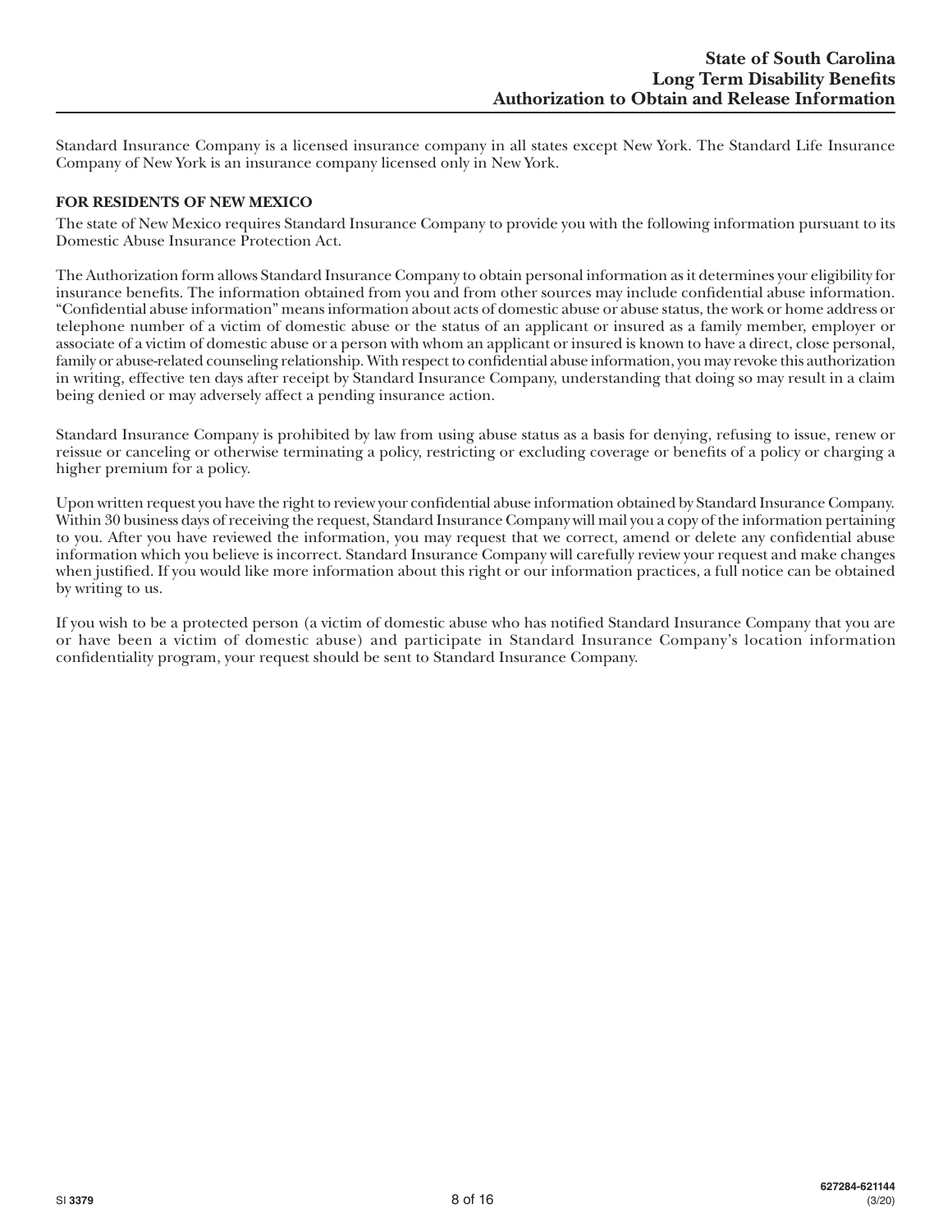Standard Insurance Company is a licensed insurance company in all states except New York. The Standard Life Insurance Company of New York is an insurance company licensed only in New York.

**FOR RESIDENTS OF NEW MEXICO**

The state of New Mexico requires Standard Insurance Company to provide you with the following information pursuant to its Domestic Abuse Insurance Protection Act.

The Authorization form allows Standard Insurance Company to obtain personal information as it determines your eligibility for insurance benefits. The information obtained from you and from other sources may include confidential abuse information. "Confidential abuse information" means information about acts of domestic abuse or abuse status, the work or home address or telephone number of a victim of domestic abuse or the status of an applicant or insured as a family member, employer or associate of a victim of domestic abuse or a person with whom an applicant or insured is known to have a direct, close personal, family or abuse-related counseling relationship. With respect to confidential abuse information, you may revoke this authorization in writing, effective ten days after receipt by Standard Insurance Company, understanding that doing so may result in a claim being denied or may adversely affect a pending insurance action.

Standard Insurance Company is prohibited by law from using abuse status as a basis for denying, refusing to issue, renew or reissue or canceling or otherwise terminating a policy, restricting or excluding coverage or benefits of a policy or charging a higher premium for a policy.

Upon written request you have the right to review your confidential abuse information obtained by Standard Insurance Company. Within 30 business days of receiving the request, Standard Insurance Company will mail you a copy of the information pertaining to you. After you have reviewed the information, you may request that we correct, amend or delete any confidential abuse information which you believe is incorrect. Standard Insurance Company will carefully review your request and make changes when justified. If you would like more information about this right or our information practices, a full notice can be obtained by writing to us.

If you wish to be a protected person (a victim of domestic abuse who has notified Standard Insurance Company that you are or have been a victim of domestic abuse) and participate in Standard Insurance Company's location information confidentiality program, your request should be sent to Standard Insurance Company.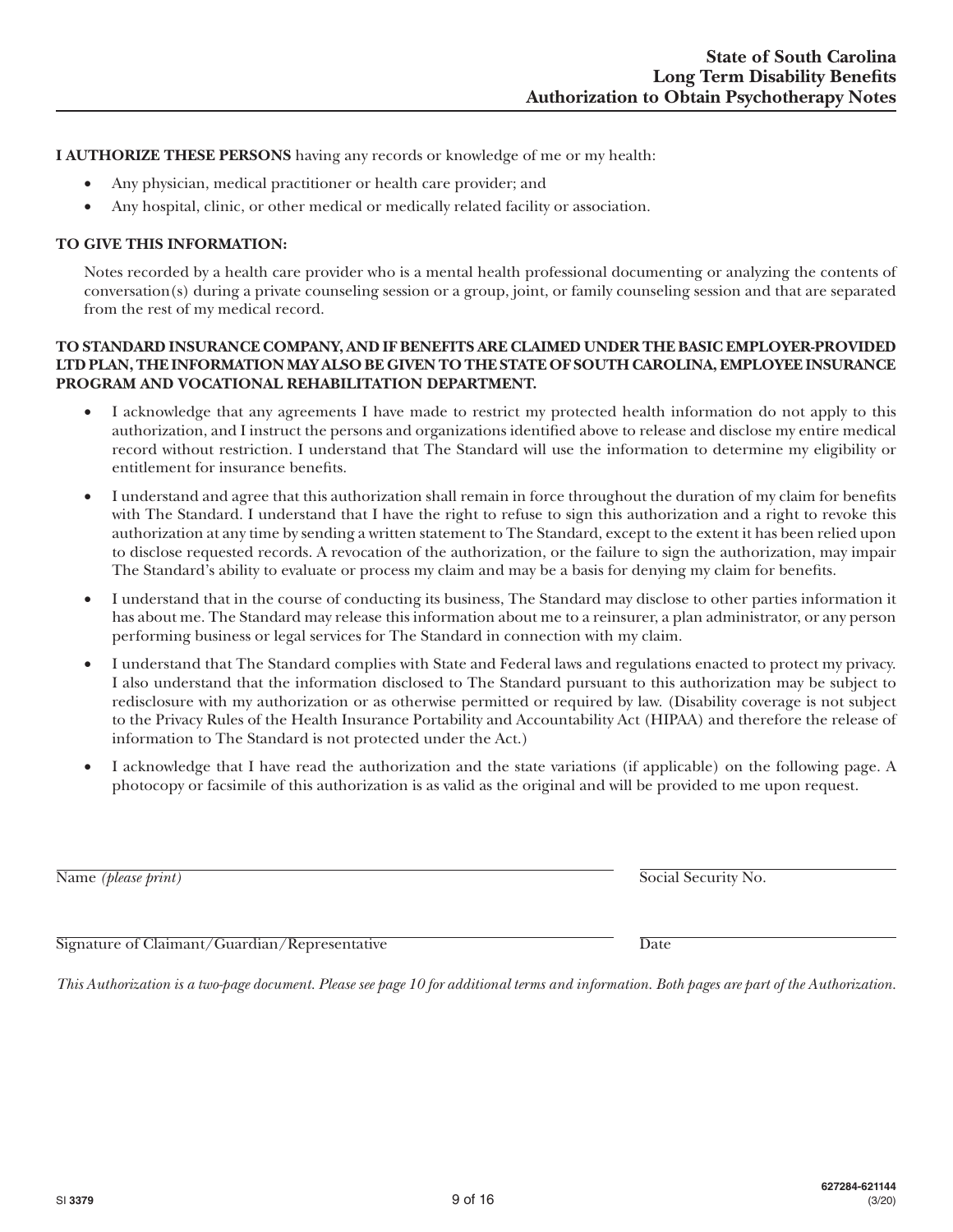# State of South Carolina
## Long Term Disability Benefits
## Authorization to Obtain Psychotherapy Notes

**I AUTHORIZE THESE PERSONS** having any records or knowledge of me or my health:

- Any physician, medical practitioner or health care provider; and
- Any hospital, clinic, or other medical or medically related facility or association.

**TO GIVE THIS INFORMATION:**

Notes recorded by a health care provider who is a mental health professional documenting or analyzing the contents of conversation(s) during a private counseling session or a group, joint, or family counseling session and that are separated from the rest of my medical record.

**TO STANDARD INSURANCE COMPANY, AND IF BENEFITS ARE CLAIMED UNDER THE BASIC EMPLOYER-PROVIDED LTD PLAN, THE INFORMATION MAY ALSO BE GIVEN TO THE STATE OF SOUTH CAROLINA, EMPLOYEE INSURANCE PROGRAM AND VOCATIONAL REHABILITATION DEPARTMENT.**

- I acknowledge that any agreements I have made to restrict my protected health information do not apply to this authorization, and I instruct the persons and organizations identified above to release and disclose my entire medical record without restriction. I understand that The Standard will use the information to determine my eligibility or entitlement for insurance benefits.
- I understand and agree that this authorization shall remain in force throughout the duration of my claim for benefits with The Standard. I understand that I have the right to refuse to sign this authorization and a right to revoke this authorization at any time by sending a written statement to The Standard, except to the extent it has been relied upon to disclose requested records. A revocation of the authorization, or the failure to sign the authorization, may impair The Standard's ability to evaluate or process my claim and may be a basis for denying my claim for benefits.
- I understand that in the course of conducting its business, The Standard may disclose to other parties information it has about me. The Standard may release this information about me to a reinsurer, a plan administrator, or any person performing business or legal services for The Standard in connection with my claim.
- I understand that The Standard complies with State and Federal laws and regulations enacted to protect my privacy. I also understand that the information disclosed to The Standard pursuant to this authorization may be subject to redisclosure with my authorization or as otherwise permitted or required by law. (Disability coverage is not subject to the Privacy Rules of the Health Insurance Portability and Accountability Act (HIPAA) and therefore the release of information to The Standard is not protected under the Act.)
- I acknowledge that I have read the authorization and the state variations (if applicable) on the following page. A photocopy or facsimile of this authorization is as valid as the original and will be provided to me upon request.

Name *(please print)* \_\_\_\_\_\_\_\_\_\_\_\_\_\_\_\_\_\_\_\_\_\_\_\_ Social Security No. \_\_\_\_\_\_\_\_\_\_\_\_\_\_\_\_

Signature of Claimant/Guardian/Representative \_\_\_\_\_\_\_\_\_\_\_\_\_\_\_\_\_\_\_\_\_\_\_\_ Date \_\_\_\_\_\_\_\_\_\_\_\_\_\_\_\_

*This Authorization is a two-page document. Please see page 10 for additional terms and information. Both pages are part of the Authorization.*

SI **3379**

627284-621144
(3/20)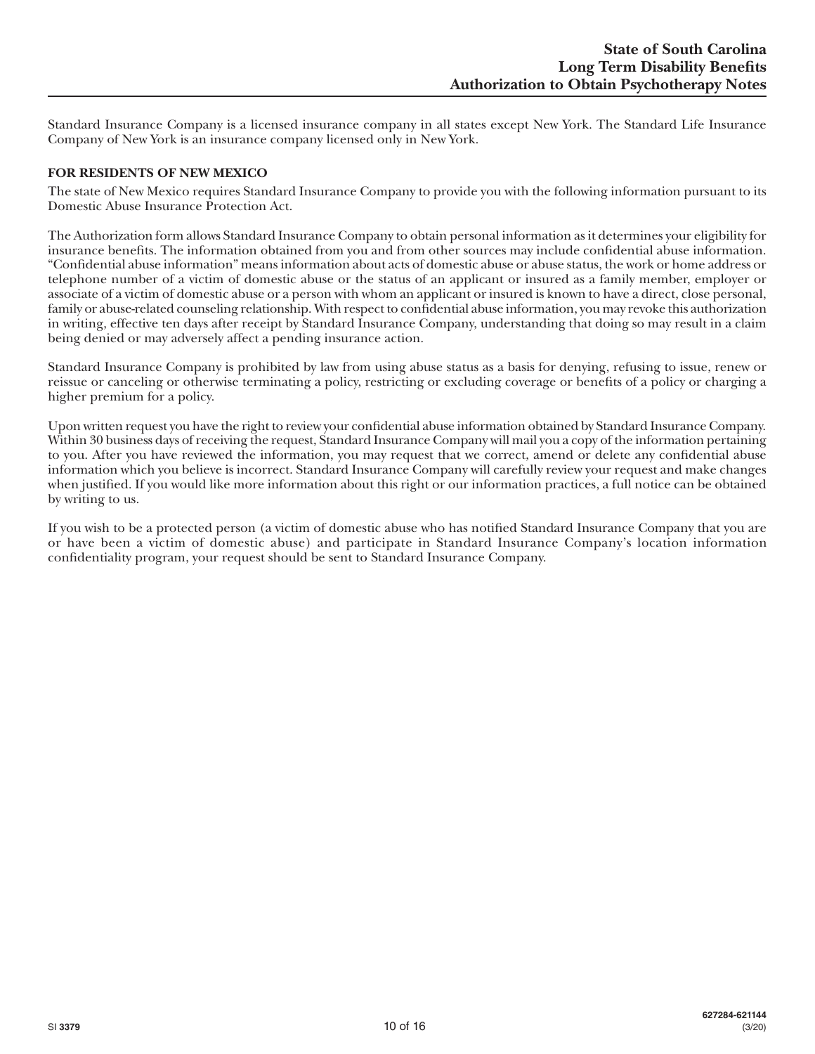Standard Insurance Company is a licensed insurance company in all states except New York. The Standard Life Insurance Company of New York is an insurance company licensed only in New York.

**FOR RESIDENTS OF NEW MEXICO**

The state of New Mexico requires Standard Insurance Company to provide you with the following information pursuant to its Domestic Abuse Insurance Protection Act.

The Authorization form allows Standard Insurance Company to obtain personal information as it determines your eligibility for insurance benefits. The information obtained from you and from other sources may include confidential abuse information. "Confidential abuse information" means information about acts of domestic abuse or abuse status, the work or home address or telephone number of a victim of domestic abuse or the status of an applicant or insured as a family member, employer or associate of a victim of domestic abuse or a person with whom an applicant or insured is known to have a direct, close personal, family or abuse-related counseling relationship. With respect to confidential abuse information, you may revoke this authorization in writing, effective ten days after receipt by Standard Insurance Company, understanding that doing so may result in a claim being denied or may adversely affect a pending insurance action.

Standard Insurance Company is prohibited by law from using abuse status as a basis for denying, refusing to issue, renew or reissue or canceling or otherwise terminating a policy, restricting or excluding coverage or benefits of a policy or charging a higher premium for a policy.

Upon written request you have the right to review your confidential abuse information obtained by Standard Insurance Company. Within 30 business days of receiving the request, Standard Insurance Company will mail you a copy of the information pertaining to you. After you have reviewed the information, you may request that we correct, amend or delete any confidential abuse information which you believe is incorrect. Standard Insurance Company will carefully review your request and make changes when justified. If you would like more information about this right or our information practices, a full notice can be obtained by writing to us.

If you wish to be a protected person (a victim of domestic abuse who has notified Standard Insurance Company that you are or have been a victim of domestic abuse) and participate in Standard Insurance Company's location information confidentiality program, your request should be sent to Standard Insurance Company.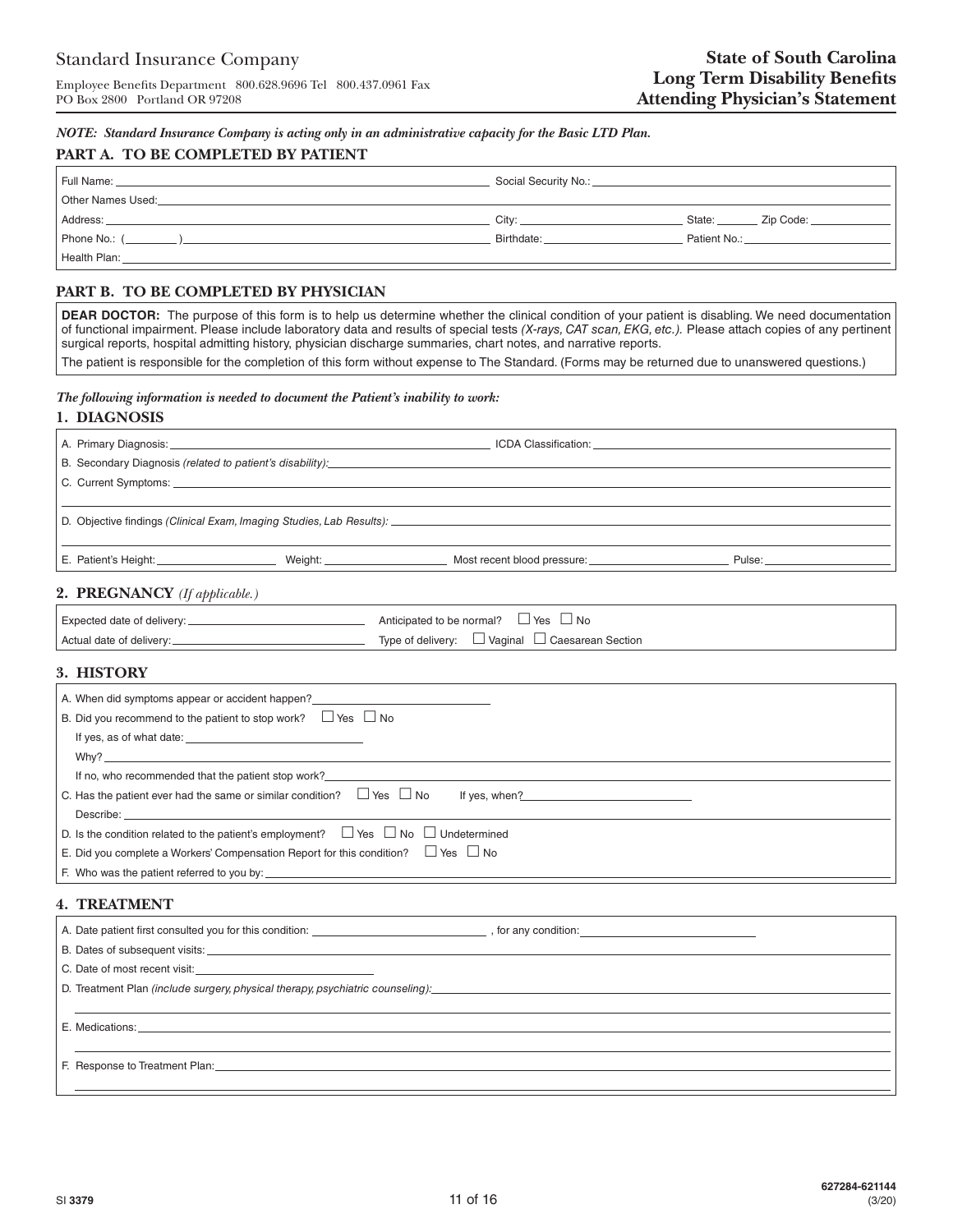Standard Insurance Company

Employee Benefits Department 800.628.9696 Tel 800.437.0961 Fax
PO Box 2800 Portland OR 97208

# State of South Carolina Long Term Disability Benefits Attending Physician's Statement

***NOTE: Standard Insurance Company is acting only in an administrative capacity for the Basic LTD Plan.***

## PART A. TO BE COMPLETED BY PATIENT

Full Name: ____________________ Social Security No.: ____________________

Other Names Used: ____________________

Address: ____________________ City: ____________ State: ______ Zip Code: ________

Phone No.: (______) ____________________ Birthdate: ____________ Patient No.: ____________

Health Plan: ____________________

## PART B. TO BE COMPLETED BY PHYSICIAN

**DEAR DOCTOR:** The purpose of this form is to help us determine whether the clinical condition of your patient is disabling. We need documentation of functional impairment. Please include laboratory data and results of special tests *(X-rays, CAT scan, EKG, etc.).* Please attach copies of any pertinent surgical reports, hospital admitting history, physician discharge summaries, chart notes, and narrative reports.

The patient is responsible for the completion of this form without expense to The Standard. (Forms may be returned due to unanswered questions.)

***The following information is needed to document the Patient's inability to work:***

### 1. DIAGNOSIS

A. Primary Diagnosis: ____________________ ICDA Classification: ____________________

B. Secondary Diagnosis *(related to patient's disability)*: ____________________

C. Current Symptoms: ____________________

D. Objective findings *(Clinical Exam, Imaging Studies, Lab Results)*: ____________________

E. Patient's Height: ____________ Weight: ____________ Most recent blood pressure: ____________ Pulse: ____________

### 2. PREGNANCY *(If applicable.)*

Expected date of delivery: ____________ Anticipated to be normal? ☐ Yes ☐ No

Actual date of delivery: ____________ Type of delivery: ☐ Vaginal ☐ Caesarean Section

### 3. HISTORY

A. When did symptoms appear or accident happen? ____________

B. Did you recommend to the patient to stop work? ☐ Yes ☐ No

If yes, as of what date: ____________

Why? ____________________

If no, who recommended that the patient stop work? ____________________

C. Has the patient ever had the same or similar condition? ☐ Yes ☐ No If yes, when? ____________

Describe: ____________________

D. Is the condition related to the patient's employment? ☐ Yes ☐ No ☐ Undetermined

E. Did you complete a Workers' Compensation Report for this condition? ☐ Yes ☐ No

F. Who was the patient referred to you by: ____________________

### 4. TREATMENT

A. Date patient first consulted you for this condition: ____________ , for any condition: ____________

B. Dates of subsequent visits: ____________________

C. Date of most recent visit: ____________

D. Treatment Plan *(include surgery, physical therapy, psychiatric counseling)*: ____________________

E. Medications: ____________________

F. Response to Treatment Plan: ____________________

SI **3379**

**627284-621144**
(3/20)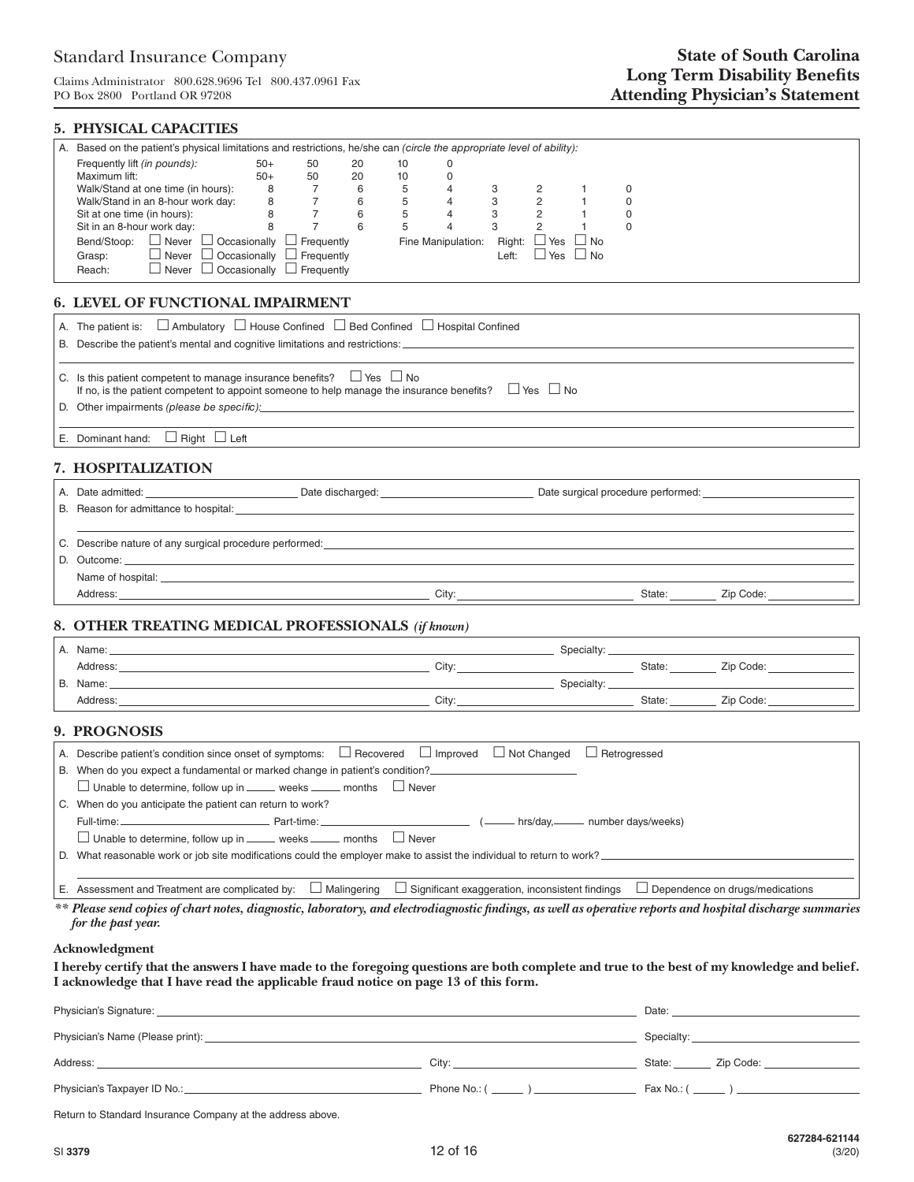Standard Insurance Company

Claims Administrator 800.628.9696 Tel 800.437.0961 Fax
PO Box 2800 Portland OR 97208

**State of South Carolina**
**Long Term Disability Benefits**
**Attending Physician's Statement**

## 5. PHYSICAL CAPACITIES

A. Based on the patient's physical limitations and restrictions, he/she can *(circle the appropriate level of ability)*:

| | | | | | | | | | |
|---|---|---|---|---|---|---|---|---|---|
| Frequently lift *(in pounds)*: | 50+ | 50 | 20 | 10 | 0 | | | | |
| Maximum lift: | 50+ | 50 | 20 | 10 | 0 | | | | |
| Walk/Stand at one time (in hours): | 8 | 7 | 6 | 5 | 4 | 3 | 2 | 1 | 0 |
| Walk/Stand in an 8-hour work day: | 8 | 7 | 6 | 5 | 4 | 3 | 2 | 1 | 0 |
| Sit at one time (in hours): | 8 | 7 | 6 | 5 | 4 | 3 | 2 | 1 | 0 |
| Sit in an 8-hour work day: | 8 | 7 | 6 | 5 | 4 | 3 | 2 | 1 | 0 |

Bend/Stoop: ☐ Never ☐ Occasionally ☐ Frequently
Grasp: ☐ Never ☐ Occasionally ☐ Frequently
Reach: ☐ Never ☐ Occasionally ☐ Frequently

Fine Manipulation: Right: ☐ Yes ☐ No
Left: ☐ Yes ☐ No

## 6. LEVEL OF FUNCTIONAL IMPAIRMENT

A. The patient is: ☐ Ambulatory ☐ House Confined ☐ Bed Confined ☐ Hospital Confined

B. Describe the patient's mental and cognitive limitations and restrictions: ______

C. Is this patient competent to manage insurance benefits? ☐ Yes ☐ No
If no, is the patient competent to appoint someone to help manage the insurance benefits? ☐ Yes ☐ No

D. Other impairments *(please be specific)*: ______

E. Dominant hand: ☐ Right ☐ Left

## 7. HOSPITALIZATION

A. Date admitted: ______ Date discharged: ______ Date surgical procedure performed: ______

B. Reason for admittance to hospital: ______

C. Describe nature of any surgical procedure performed: ______

D. Outcome: ______

Name of hospital: ______

Address: ______ City: ______ State: ______ Zip Code: ______

## 8. OTHER TREATING MEDICAL PROFESSIONALS *(if known)*

A. Name: ______ Specialty: ______
Address: ______ City: ______ State: ______ Zip Code: ______

B. Name: ______ Specialty: ______
Address: ______ City: ______ State: ______ Zip Code: ______

## 9. PROGNOSIS

A. Describe patient's condition since onset of symptoms: ☐ Recovered ☐ Improved ☐ Not Changed ☐ Retrogressed

B. When do you expect a fundamental or marked change in patient's condition? ______
☐ Unable to determine, follow up in ______ weeks ______ months ☐ Never

C. When do you anticipate the patient can return to work?
Full-time: ______ Part-time: ______ (______ hrs/day, ______ number days/weeks)
☐ Unable to determine, follow up in ______ weeks ______ months ☐ Never

D. What reasonable work or job site modifications could the employer make to assist the individual to return to work? ______

E. Assessment and Treatment are complicated by: ☐ Malingering ☐ Significant exaggeration, inconsistent findings ☐ Dependence on drugs/medications

***\*\* Please send copies of chart notes, diagnostic, laboratory, and electrodiagnostic findings, as well as operative reports and hospital discharge summaries for the past year.***

**Acknowledgment**

**I hereby certify that the answers I have made to the foregoing questions are both complete and true to the best of my knowledge and belief. I acknowledge that I have read the applicable fraud notice on page 13 of this form.**

Physician's Signature: ______ Date: ______

Physician's Name (Please print): ______ Specialty: ______

Address: ______ City: ______ State: ______ Zip Code: ______

Physician's Taxpayer ID No.: ______ Phone No.: ( ______ ) ______ Fax No.: ( ______ ) ______

Return to Standard Insurance Company at the address above.

SI **3379**

**627284-621144**
(3/20)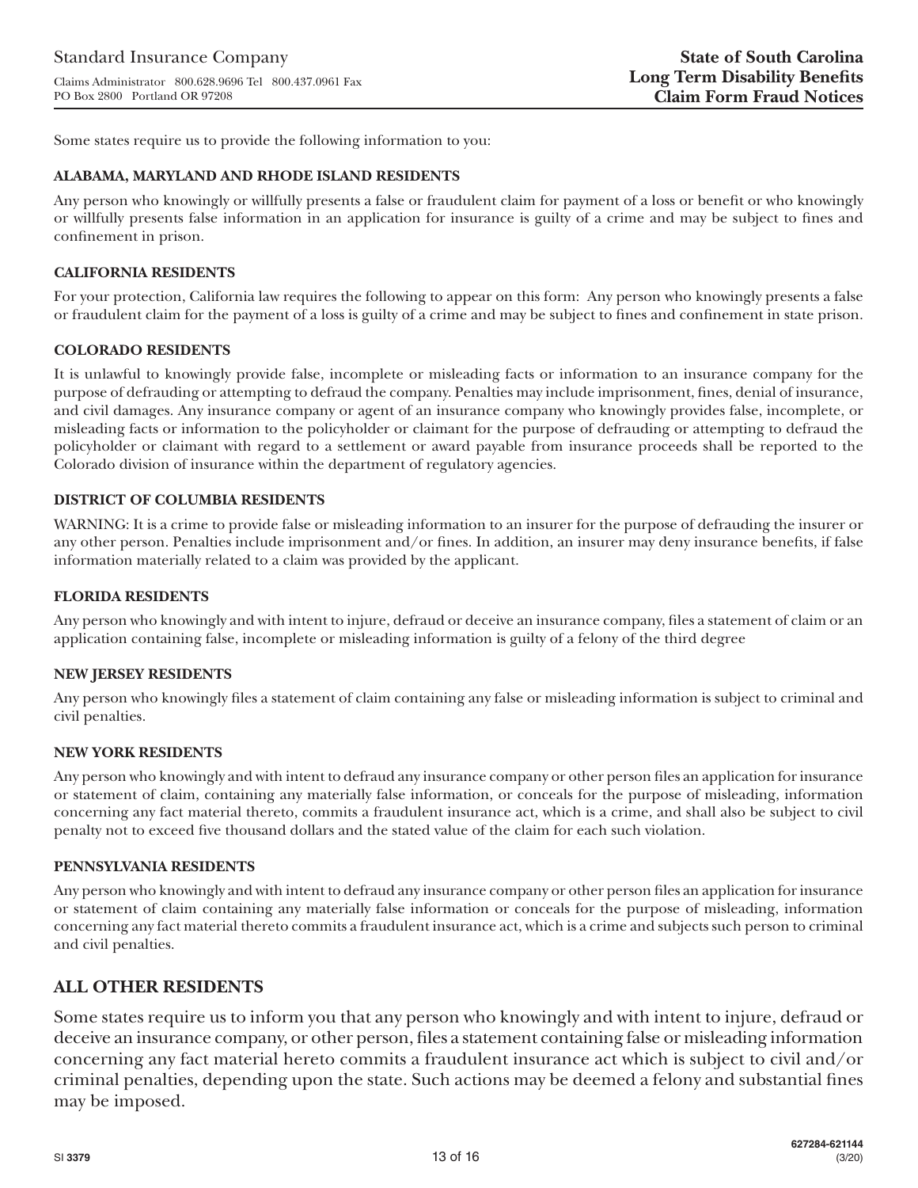Standard Insurance Company

Claims Administrator 800.628.9696 Tel 800.437.0961 Fax
PO Box 2800 Portland OR 97208

**State of South Carolina**
**Long Term Disability Benefits**
**Claim Form Fraud Notices**

Some states require us to provide the following information to you:

### ALABAMA, MARYLAND AND RHODE ISLAND RESIDENTS

Any person who knowingly or willfully presents a false or fraudulent claim for payment of a loss or benefit or who knowingly or willfully presents false information in an application for insurance is guilty of a crime and may be subject to fines and confinement in prison.

### CALIFORNIA RESIDENTS

For your protection, California law requires the following to appear on this form: Any person who knowingly presents a false or fraudulent claim for the payment of a loss is guilty of a crime and may be subject to fines and confinement in state prison.

### COLORADO RESIDENTS

It is unlawful to knowingly provide false, incomplete or misleading facts or information to an insurance company for the purpose of defrauding or attempting to defraud the company. Penalties may include imprisonment, fines, denial of insurance, and civil damages. Any insurance company or agent of an insurance company who knowingly provides false, incomplete, or misleading facts or information to the policyholder or claimant for the purpose of defrauding or attempting to defraud the policyholder or claimant with regard to a settlement or award payable from insurance proceeds shall be reported to the Colorado division of insurance within the department of regulatory agencies.

### DISTRICT OF COLUMBIA RESIDENTS

WARNING: It is a crime to provide false or misleading information to an insurer for the purpose of defrauding the insurer or any other person. Penalties include imprisonment and/or fines. In addition, an insurer may deny insurance benefits, if false information materially related to a claim was provided by the applicant.

### FLORIDA RESIDENTS

Any person who knowingly and with intent to injure, defraud or deceive an insurance company, files a statement of claim or an application containing false, incomplete or misleading information is guilty of a felony of the third degree

### NEW JERSEY RESIDENTS

Any person who knowingly files a statement of claim containing any false or misleading information is subject to criminal and civil penalties.

### NEW YORK RESIDENTS

Any person who knowingly and with intent to defraud any insurance company or other person files an application for insurance or statement of claim, containing any materially false information, or conceals for the purpose of misleading, information concerning any fact material thereto, commits a fraudulent insurance act, which is a crime, and shall also be subject to civil penalty not to exceed five thousand dollars and the stated value of the claim for each such violation.

### PENNSYLVANIA RESIDENTS

Any person who knowingly and with intent to defraud any insurance company or other person files an application for insurance or statement of claim containing any materially false information or conceals for the purpose of misleading, information concerning any fact material thereto commits a fraudulent insurance act, which is a crime and subjects such person to criminal and civil penalties.

## ALL OTHER RESIDENTS

Some states require us to inform you that any person who knowingly and with intent to injure, defraud or deceive an insurance company, or other person, files a statement containing false or misleading information concerning any fact material hereto commits a fraudulent insurance act which is subject to civil and/or criminal penalties, depending upon the state. Such actions may be deemed a felony and substantial fines may be imposed.

SI **3379** **627284-621144** (3/20)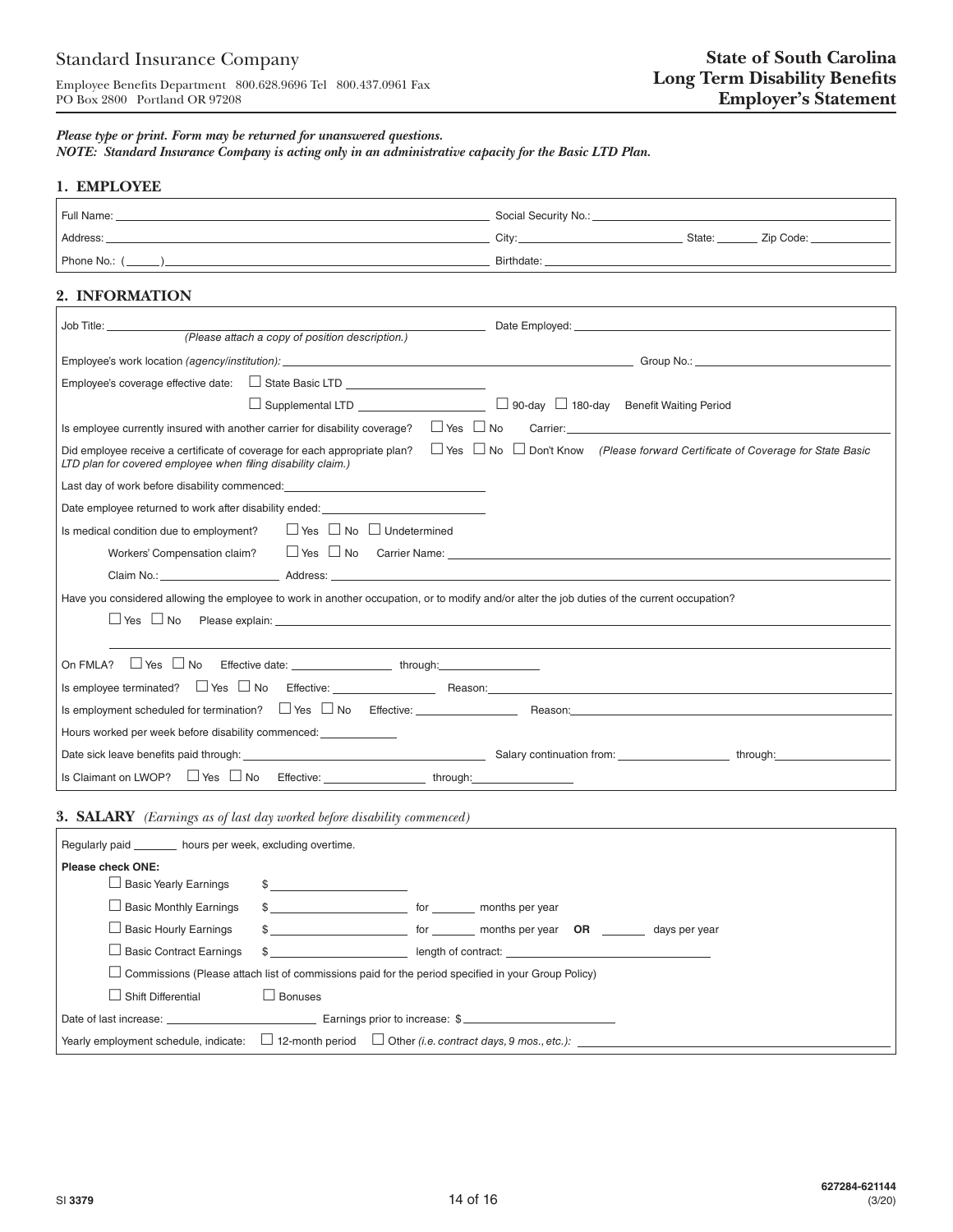Standard Insurance Company

Employee Benefits Department 800.628.9696 Tel 800.437.0961 Fax
PO Box 2800 Portland OR 97208

# State of South Carolina Long Term Disability Benefits Employer's Statement

***Please type or print. Form may be returned for unanswered questions.***
***NOTE: Standard Insurance Company is acting only in an administrative capacity for the Basic LTD Plan.***

## 1. EMPLOYEE

Full Name: ____________________ Social Security No.: ____________________

Address: ____________________ City: ____________ State: ______ Zip Code: ____________

Phone No.: (_____) ____________________ Birthdate: ____________________

## 2. INFORMATION

Job Title: ____________________ Date Employed: ____________________
*(Please attach a copy of position description.)*

Employee's work location *(agency/institution):* ____________________ Group No.: ____________

Employee's coverage effective date: ☐ State Basic LTD ____________________

☐ Supplemental LTD ____________________ ☐ 90-day ☐ 180-day Benefit Waiting Period

Is employee currently insured with another carrier for disability coverage? ☐ Yes ☐ No Carrier: ____________________

Did employee receive a certificate of coverage for each appropriate plan? ☐ Yes ☐ No ☐ Don't Know *(Please forward Certificate of Coverage for State Basic LTD plan for covered employee when filing disability claim.)*

Last day of work before disability commenced: ____________________

Date employee returned to work after disability ended: ____________________

Is medical condition due to employment? ☐ Yes ☐ No ☐ Undetermined

Workers' Compensation claim? ☐ Yes ☐ No Carrier Name: ____________________

Claim No.: ____________ Address: ____________________

Have you considered allowing the employee to work in another occupation, or to modify and/or alter the job duties of the current occupation?

☐ Yes ☐ No Please explain: ____________________

On FMLA? ☐ Yes ☐ No Effective date: ____________ through: ____________

Is employee terminated? ☐ Yes ☐ No Effective: ____________ Reason: ____________________

Is employment scheduled for termination? ☐ Yes ☐ No Effective: ____________ Reason: ____________________

Hours worked per week before disability commenced: ____________

Date sick leave benefits paid through: ____________________ Salary continuation from: ____________ through: ____________

Is Claimant on LWOP? ☐ Yes ☐ No Effective: ____________ through: ____________

## 3. SALARY *(Earnings as of last day worked before disability commenced)*

Regularly paid ______ hours per week, excluding overtime.

**Please check ONE:**

- ☐ Basic Yearly Earnings $ ____________
- ☐ Basic Monthly Earnings $ ____________ for ______ months per year
- ☐ Basic Hourly Earnings $ ____________ for ______ months per year **OR** ______ days per year
- ☐ Basic Contract Earnings $ ____________ length of contract: ____________
- ☐ Commissions (Please attach list of commissions paid for the period specified in your Group Policy)
- ☐ Shift Differential ☐ Bonuses

Date of last increase: ____________ Earnings prior to increase: $ ____________

Yearly employment schedule, indicate: ☐ 12-month period ☐ Other *(i.e. contract days, 9 mos., etc.):* ____________

SI 3379

627284-621144
(3/20)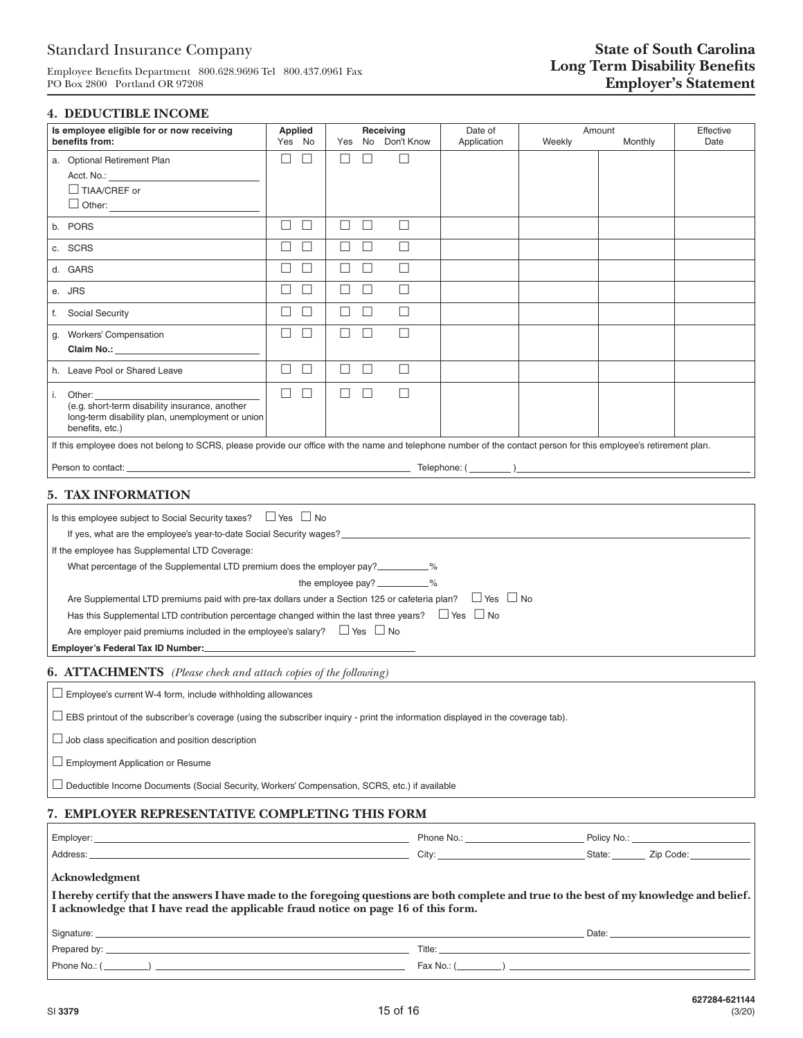Standard Insurance Company

Employee Benefits Department 800.628.9696 Tel 800.437.0961 Fax
PO Box 2800 Portland OR 97208

**State of South Carolina**
**Long Term Disability Benefits**
**Employer's Statement**

## 4. DEDUCTIBLE INCOME

| Is employee eligible for or now receiving benefits from: | Applied | | Receiving | | | Date of Application | Amount | | Effective Date |
|---|---|---|---|---|---|---|---|---|---|
| | Yes | No | Yes | No | Don't Know | | Weekly | Monthly | |
| a. Optional Retirement Plan<br>Acct. No.: ______<br>☐ TIAA/CREF or<br>☐ Other: ______ | ☐ | ☐ | ☐ | ☐ | ☐ | | | | |
| b. PORS | ☐ | ☐ | ☐ | ☐ | ☐ | | | | |
| c. SCRS | ☐ | ☐ | ☐ | ☐ | ☐ | | | | |
| d. GARS | ☐ | ☐ | ☐ | ☐ | ☐ | | | | |
| e. JRS | ☐ | ☐ | ☐ | ☐ | ☐ | | | | |
| f. Social Security | ☐ | ☐ | ☐ | ☐ | ☐ | | | | |
| g. Workers' Compensation<br>**Claim No.:** ______ | ☐ | ☐ | ☐ | ☐ | ☐ | | | | |
| h. Leave Pool or Shared Leave | ☐ | ☐ | ☐ | ☐ | ☐ | | | | |
| i. Other: ______<br>(e.g. short-term disability insurance, another long-term disability plan, unemployment or union benefits, etc.) | ☐ | ☐ | ☐ | ☐ | ☐ | | | | |

If this employee does not belong to SCRS, please provide our office with the name and telephone number of the contact person for this employee's retirement plan.

Person to contact: ______ Telephone: ( ______ ) ______

## 5. TAX INFORMATION

Is this employee subject to Social Security taxes? ☐ Yes ☐ No

If yes, what are the employee's year-to-date Social Security wages? ______

If the employee has Supplemental LTD Coverage:

What percentage of the Supplemental LTD premium does the employer pay? ______%

the employee pay? ______%

Are Supplemental LTD premiums paid with pre-tax dollars under a Section 125 or cafeteria plan? ☐ Yes ☐ No

Has this Supplemental LTD contribution percentage changed within the last three years? ☐ Yes ☐ No

Are employer paid premiums included in the employee's salary? ☐ Yes ☐ No

**Employer's Federal Tax ID Number:** ______

## 6. ATTACHMENTS *(Please check and attach copies of the following)*

☐ Employee's current W-4 form, include withholding allowances

☐ EBS printout of the subscriber's coverage (using the subscriber inquiry - print the information displayed in the coverage tab).

☐ Job class specification and position description

☐ Employment Application or Resume

☐ Deductible Income Documents (Social Security, Workers' Compensation, SCRS, etc.) if available

## 7. EMPLOYER REPRESENTATIVE COMPLETING THIS FORM

Employer: ______ Phone No.: ______ Policy No.: ______

Address: ______ City: ______ State: ______ Zip Code: ______

**Acknowledgment**

**I hereby certify that the answers I have made to the foregoing questions are both complete and true to the best of my knowledge and belief. I acknowledge that I have read the applicable fraud notice on page 16 of this form.**

Signature: ______ Date: ______

Prepared by: ______ Title: ______

Phone No.: ( ______ ) ______ Fax No.: ( ______ ) ______

SI 3379

627284-621144
(3/20)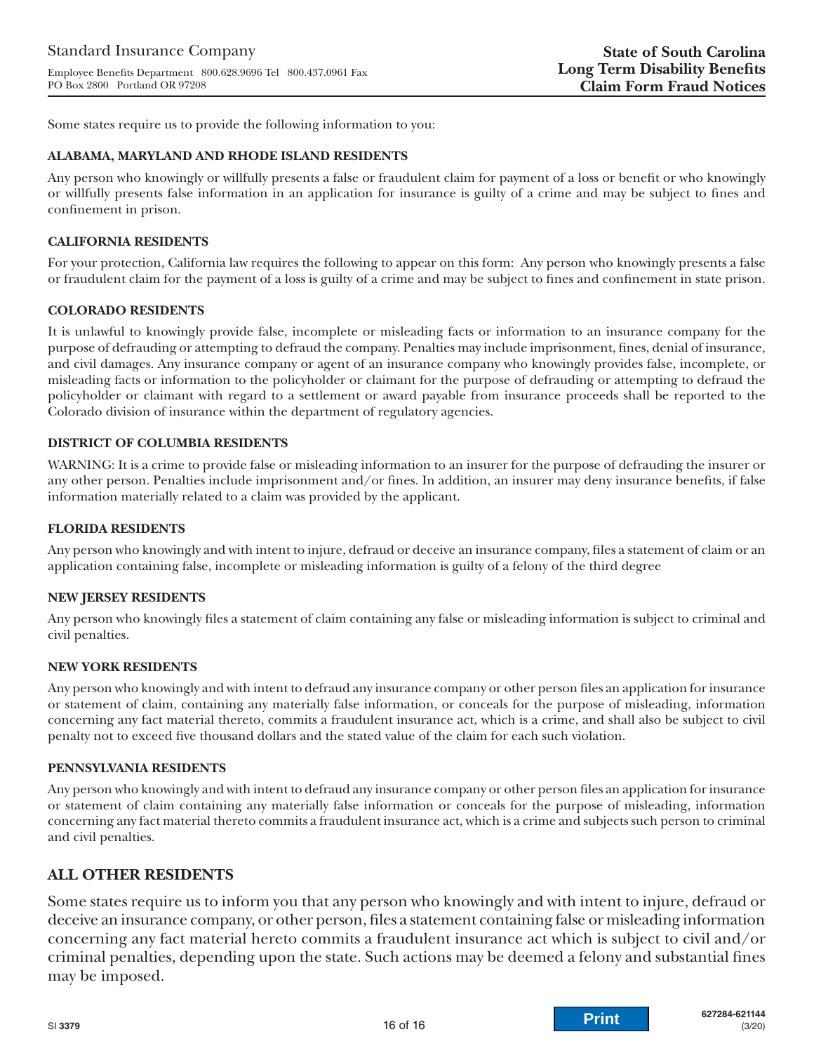Some states require us to provide the following information to you:

**ALABAMA, MARYLAND AND RHODE ISLAND RESIDENTS**

Any person who knowingly or willfully presents a false or fraudulent claim for payment of a loss or benefit or who knowingly or willfully presents false information in an application for insurance is guilty of a crime and may be subject to fines and confinement in prison.

**CALIFORNIA RESIDENTS**

For your protection, California law requires the following to appear on this form: Any person who knowingly presents a false or fraudulent claim for the payment of a loss is guilty of a crime and may be subject to fines and confinement in state prison.

**COLORADO RESIDENTS**

It is unlawful to knowingly provide false, incomplete or misleading facts or information to an insurance company for the purpose of defrauding or attempting to defraud the company. Penalties may include imprisonment, fines, denial of insurance, and civil damages. Any insurance company or agent of an insurance company who knowingly provides false, incomplete, or misleading facts or information to the policyholder or claimant for the purpose of defrauding or attempting to defraud the policyholder or claimant with regard to a settlement or award payable from insurance proceeds shall be reported to the Colorado division of insurance within the department of regulatory agencies.

**DISTRICT OF COLUMBIA RESIDENTS**

WARNING: It is a crime to provide false or misleading information to an insurer for the purpose of defrauding the insurer or any other person. Penalties include imprisonment and/or fines. In addition, an insurer may deny insurance benefits, if false information materially related to a claim was provided by the applicant.

**FLORIDA RESIDENTS**

Any person who knowingly and with intent to injure, defraud or deceive an insurance company, files a statement of claim or an application containing false, incomplete or misleading information is guilty of a felony of the third degree

**NEW JERSEY RESIDENTS**

Any person who knowingly files a statement of claim containing any false or misleading information is subject to criminal and civil penalties.

**NEW YORK RESIDENTS**

Any person who knowingly and with intent to defraud any insurance company or other person files an application for insurance or statement of claim, containing any materially false information, or conceals for the purpose of misleading, information concerning any fact material thereto, commits a fraudulent insurance act, which is a crime, and shall also be subject to civil penalty not to exceed five thousand dollars and the stated value of the claim for each such violation.

**PENNSYLVANIA RESIDENTS**

Any person who knowingly and with intent to defraud any insurance company or other person files an application for insurance or statement of claim containing any materially false information or conceals for the purpose of misleading, information concerning any fact material thereto commits a fraudulent insurance act, which is a crime and subjects such person to criminal and civil penalties.

## ALL OTHER RESIDENTS

Some states require us to inform you that any person who knowingly and with intent to injure, defraud or deceive an insurance company, or other person, files a statement containing false or misleading information concerning any fact material hereto commits a fraudulent insurance act which is subject to civil and/or criminal penalties, depending upon the state. Such actions may be deemed a felony and substantial fines may be imposed.